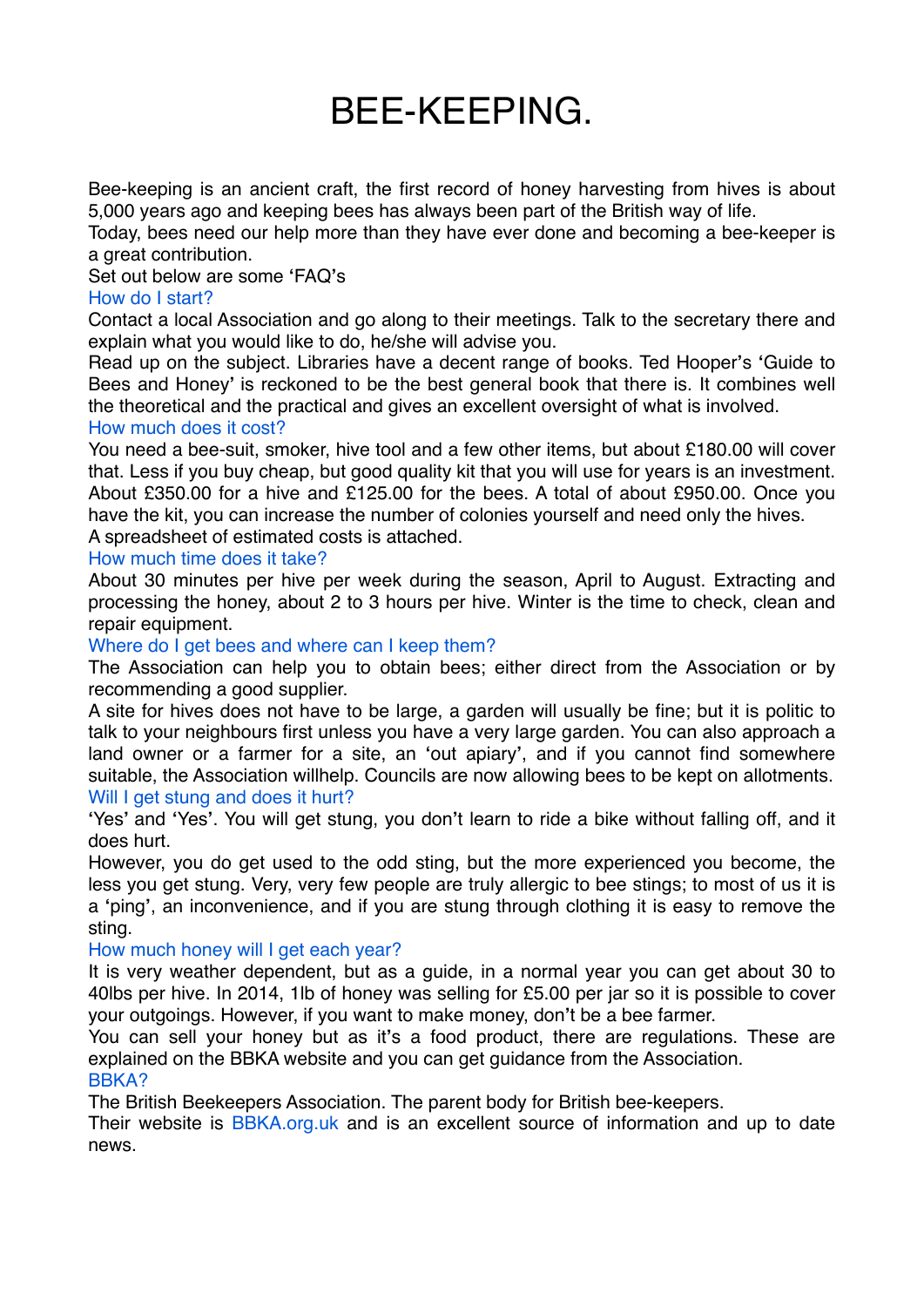# BEE-KEEPING.

Bee-keeping is an ancient craft, the first record of honey harvesting from hives is about 5,000 years ago and keeping bees has always been part of the British way of life.

Today, bees need our help more than they have ever done and becoming a bee-keeper is a great contribution.

Set out below are some 'FAQ's

## How do I start?

Contact a local Association and go along to their meetings. Talk to the secretary there and explain what you would like to do, he/she will advise you.

Read up on the subject. Libraries have a decent range of books. Ted Hooper's 'Guide to Bees and Honey' is reckoned to be the best general book that there is. It combines well the theoretical and the practical and gives an excellent oversight of what is involved.

## How much does it cost?

You need a bee-suit, smoker, hive tool and a few other items, but about £180.00 will cover that. Less if you buy cheap, but good quality kit that you will use for years is an investment. About £350.00 for a hive and £125.00 for the bees. A total of about £950.00. Once you have the kit, you can increase the number of colonies yourself and need only the hives.

A spreadsheet of estimated costs is attached.

## How much time does it take?

About 30 minutes per hive per week during the season, April to August. Extracting and processing the honey, about 2 to 3 hours per hive. Winter is the time to check, clean and repair equipment.

## Where do I get bees and where can I keep them?

The Association can help you to obtain bees; either direct from the Association or by recommending a good supplier.

A site for hives does not have to be large, a garden will usually be fine; but it is politic to talk to your neighbours first unless you have a very large garden. You can also approach a land owner or a farmer for a site, an 'out apiary', and if you cannot find somewhere suitable, the Association willhelp. Councils are now allowing bees to be kept on allotments.

## Will I get stung and does it hurt?

'Yes' and 'Yes'. You will get stung, you don't learn to ride a bike without falling off, and it does hurt.

However, you do get used to the odd sting, but the more experienced you become, the less you get stung. Very, very few people are truly allergic to bee stings; to most of us it is a 'ping', an inconvenience, and if you are stung through clothing it is easy to remove the sting.

## How much honey will I get each year?

It is very weather dependent, but as a guide, in a normal year you can get about 30 to 40lbs per hive. In 2014, 1lb of honey was selling for £5.00 per jar so it is possible to cover your outgoings. However, if you want to make money, don't be a bee farmer.

You can sell your honey but as it's a food product, there are regulations. These are explained on the BBKA website and you can get guidance from the Association.

## BBKA?

The British Beekeepers Association. The parent body for British bee-keepers.

Their website is BBKA.org.uk and is an excellent source of information and up to date news.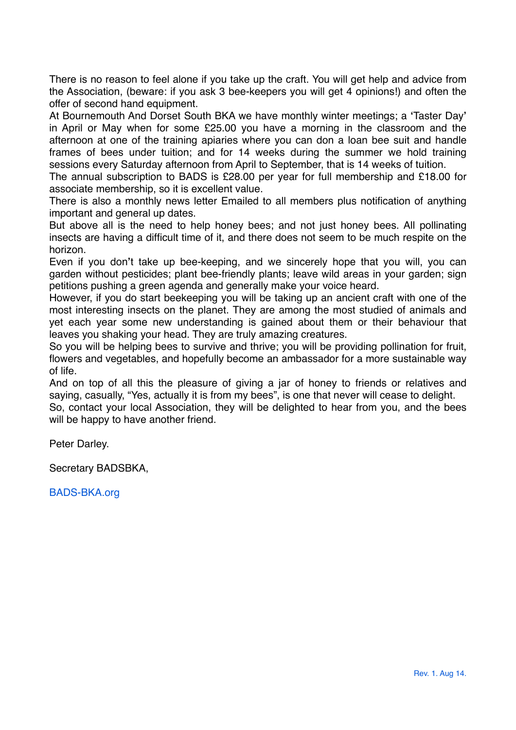There is no reason to feel alone if you take up the craft. You will get help and advice from the Association, (beware: if you ask 3 bee-keepers you will get 4 opinions!) and often the offer of second hand equipment.

At Bournemouth And Dorset South BKA we have monthly winter meetings; a 'Taster Day' in April or May when for some £25.00 you have a morning in the classroom and the afternoon at one of the training apiaries where you can don a loan bee suit and handle frames of bees under tuition; and for 14 weeks during the summer we hold training sessions every Saturday afternoon from April to September, that is 14 weeks of tuition.

The annual subscription to BADS is £28.00 per year for full membership and £18.00 for associate membership, so it is excellent value.

There is also a monthly news letter Emailed to all members plus notification of anything important and general up dates.

But above all is the need to help honey bees; and not just honey bees. All pollinating insects are having a difficult time of it, and there does not seem to be much respite on the horizon.

Even if you don't take up bee-keeping, and we sincerely hope that you will, you can garden without pesticides; plant bee-friendly plants; leave wild areas in your garden; sign petitions pushing a green agenda and generally make your voice heard.

However, if you do start beekeeping you will be taking up an ancient craft with one of the most interesting insects on the planet. They are among the most studied of animals and yet each year some new understanding is gained about them or their behaviour that leaves you shaking your head. They are truly amazing creatures.

So you will be helping bees to survive and thrive; you will be providing pollination for fruit, flowers and vegetables, and hopefully become an ambassador for a more sustainable way of life.

And on top of all this the pleasure of giving a jar of honey to friends or relatives and saying, casually, "Yes, actually it is from my bees", is one that never will cease to delight.

So, contact your local Association, they will be delighted to hear from you, and the bees will be happy to have another friend.

Peter Darley.

Secretary BADSBKA,

BADS-BKA.org

Rev. 1. Aug 14.